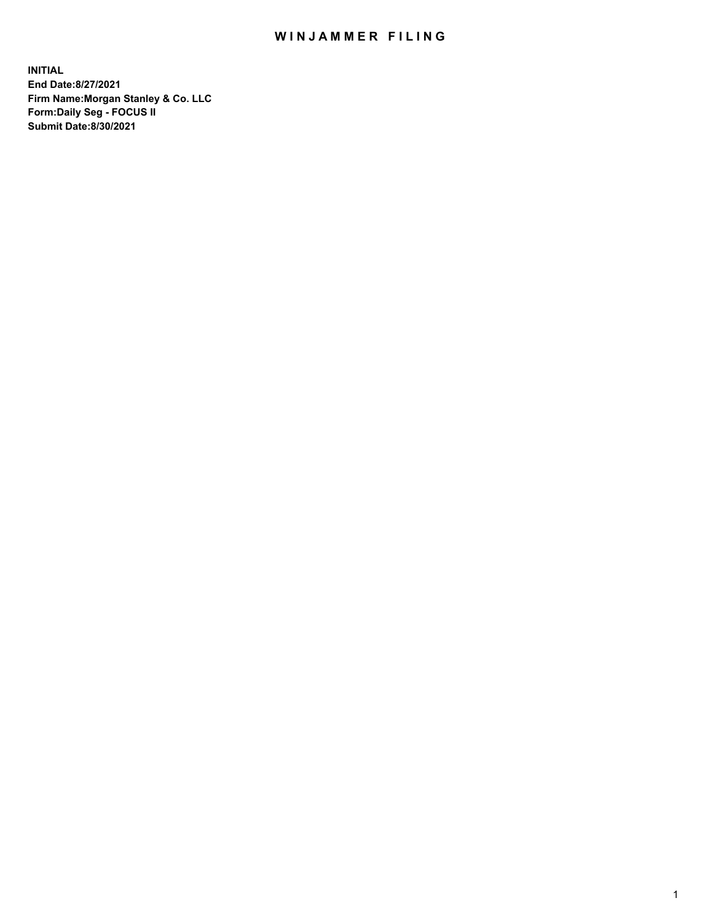# WINJAMMER FILING

**INITIAL**
**End Date:8/27/2021**
**Firm Name:Morgan Stanley & Co. LLC**
**Form:Daily Seg - FOCUS II**
**Submit Date:8/30/2021**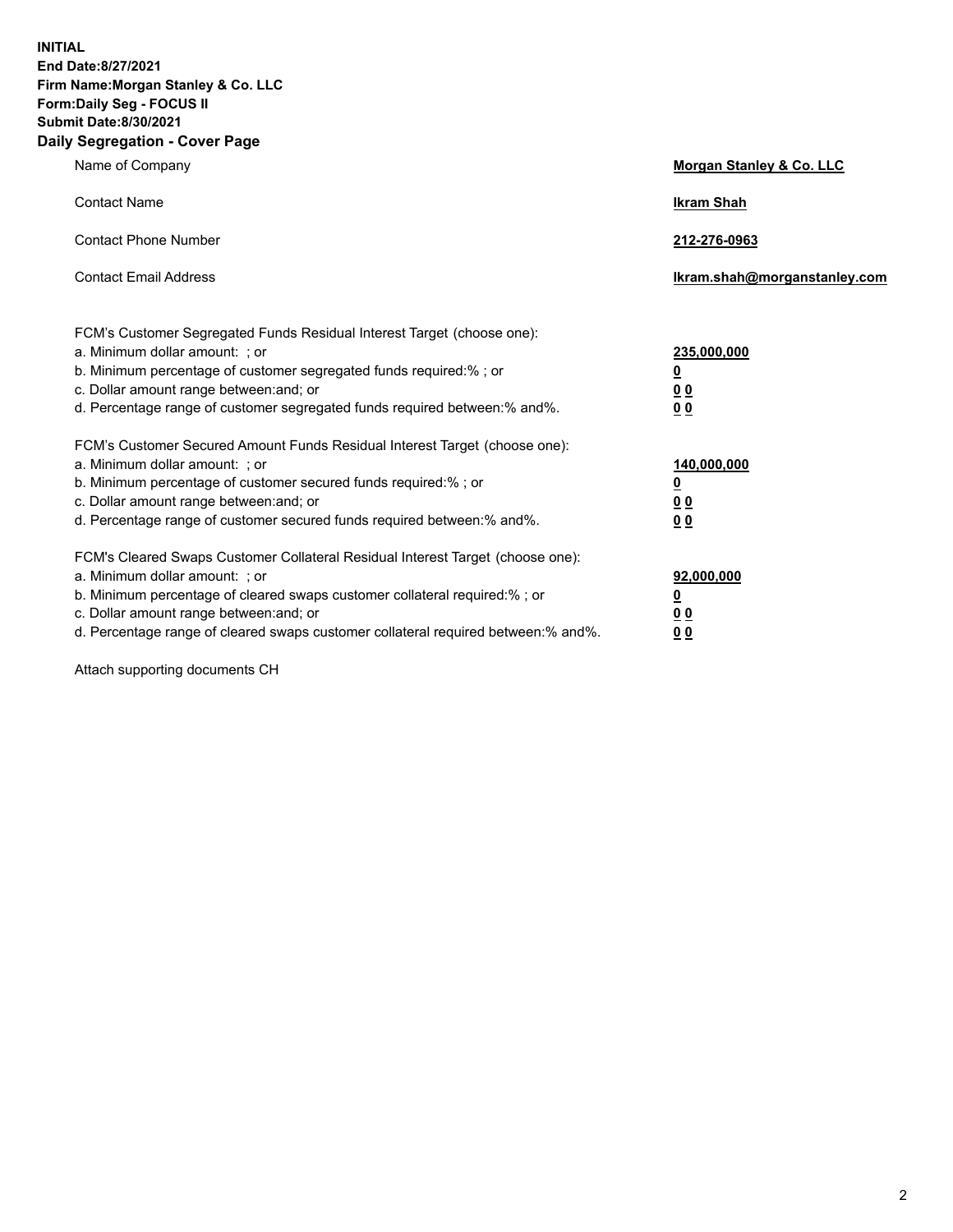**INITIAL**
**End Date:8/27/2021**
**Firm Name:Morgan Stanley & Co. LLC**
**Form:Daily Seg - FOCUS II**
**Submit Date:8/30/2021**
**Daily Segregation - Cover Page**

| | |
|---|---|
| Name of Company | **Morgan Stanley & Co. LLC** |
| Contact Name | **Ikram Shah** |
| Contact Phone Number | **212-276-0963** |
| Contact Email Address | **Ikram.shah@morganstanley.com** |

FCM's Customer Segregated Funds Residual Interest Target (choose one):

| | |
|---|---|
| a. Minimum dollar amount: ; or | **235,000,000** |
| b. Minimum percentage of customer segregated funds required:% ; or | **0** |
| c. Dollar amount range between:and; or | **0 0** |
| d. Percentage range of customer segregated funds required between:% and%. | **0 0** |

FCM's Customer Secured Amount Funds Residual Interest Target (choose one):

| | |
|---|---|
| a. Minimum dollar amount: ; or | **140,000,000** |
| b. Minimum percentage of customer secured funds required:% ; or | **0** |
| c. Dollar amount range between:and; or | **0 0** |
| d. Percentage range of customer secured funds required between:% and%. | **0 0** |

FCM's Cleared Swaps Customer Collateral Residual Interest Target (choose one):

| | |
|---|---|
| a. Minimum dollar amount: ; or | **92,000,000** |
| b. Minimum percentage of cleared swaps customer collateral required:% ; or | **0** |
| c. Dollar amount range between:and; or | **0 0** |
| d. Percentage range of cleared swaps customer collateral required between:% and%. | **0 0** |

Attach supporting documents CH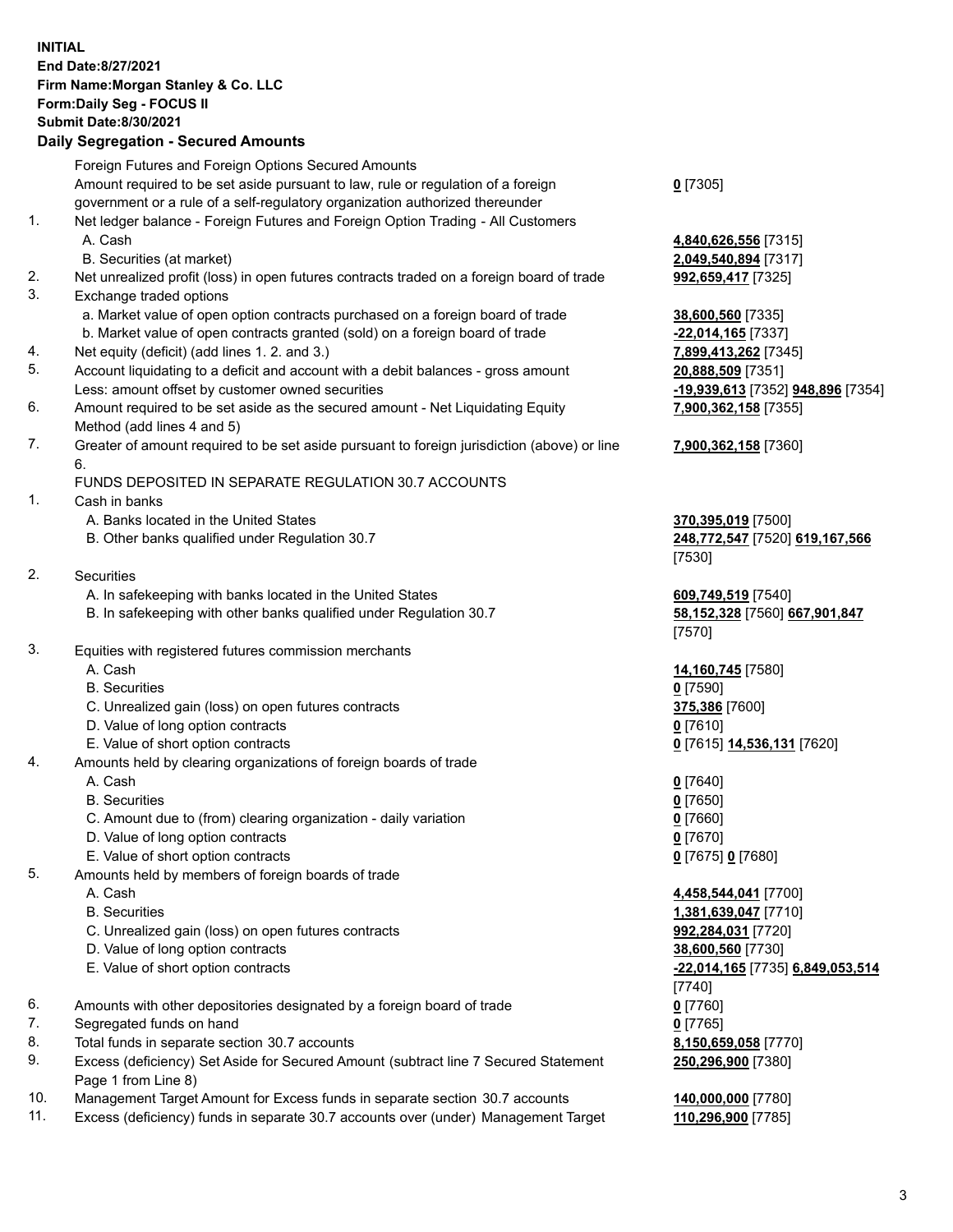**INITIAL**
**End Date:8/27/2021**
**Firm Name:Morgan Stanley & Co. LLC**
**Form:Daily Seg - FOCUS II**
**Submit Date:8/30/2021**

## Daily Segregation - Secured Amounts

| | | |
|---|---|---|
| | Foreign Futures and Foreign Options Secured Amounts | |
| | Amount required to be set aside pursuant to law, rule or regulation of a foreign government or a rule of a self-regulatory organization authorized thereunder | **0** [7305] |
| 1. | Net ledger balance - Foreign Futures and Foreign Option Trading - All Customers | |
| | A. Cash | **4,840,626,556** [7315] |
| | B. Securities (at market) | **2,049,540,894** [7317] |
| 2. | Net unrealized profit (loss) in open futures contracts traded on a foreign board of trade | **992,659,417** [7325] |
| 3. | Exchange traded options | |
| | a. Market value of open option contracts purchased on a foreign board of trade | **38,600,560** [7335] |
| | b. Market value of open contracts granted (sold) on a foreign board of trade | **-22,014,165** [7337] |
| 4. | Net equity (deficit) (add lines 1. 2. and 3.) | **7,899,413,262** [7345] |
| 5. | Account liquidating to a deficit and account with a debit balances - gross amount | **20,888,509** [7351] |
| | Less: amount offset by customer owned securities | **-19,939,613** [7352] **948,896** [7354] |
| 6. | Amount required to be set aside as the secured amount - Net Liquidating Equity Method (add lines 4 and 5) | **7,900,362,158** [7355] |
| 7. | Greater of amount required to be set aside pursuant to foreign jurisdiction (above) or line 6. | **7,900,362,158** [7360] |
| | FUNDS DEPOSITED IN SEPARATE REGULATION 30.7 ACCOUNTS | |
| 1. | Cash in banks | |
| | A. Banks located in the United States | **370,395,019** [7500] |
| | B. Other banks qualified under Regulation 30.7 | **248,772,547** [7520] **619,167,566** [7530] |
| 2. | Securities | |
| | A. In safekeeping with banks located in the United States | **609,749,519** [7540] |
| | B. In safekeeping with other banks qualified under Regulation 30.7 | **58,152,328** [7560] **667,901,847** [7570] |
| 3. | Equities with registered futures commission merchants | |
| | A. Cash | **14,160,745** [7580] |
| | B. Securities | **0** [7590] |
| | C. Unrealized gain (loss) on open futures contracts | **375,386** [7600] |
| | D. Value of long option contracts | **0** [7610] |
| | E. Value of short option contracts | **0** [7615] **14,536,131** [7620] |
| 4. | Amounts held by clearing organizations of foreign boards of trade | |
| | A. Cash | **0** [7640] |
| | B. Securities | **0** [7650] |
| | C. Amount due to (from) clearing organization - daily variation | **0** [7660] |
| | D. Value of long option contracts | **0** [7670] |
| | E. Value of short option contracts | **0** [7675] **0** [7680] |
| 5. | Amounts held by members of foreign boards of trade | |
| | A. Cash | **4,458,544,041** [7700] |
| | B. Securities | **1,381,639,047** [7710] |
| | C. Unrealized gain (loss) on open futures contracts | **992,284,031** [7720] |
| | D. Value of long option contracts | **38,600,560** [7730] |
| | E. Value of short option contracts | **-22,014,165** [7735] **6,849,053,514** [7740] |
| 6. | Amounts with other depositories designated by a foreign board of trade | **0** [7760] |
| 7. | Segregated funds on hand | **0** [7765] |
| 8. | Total funds in separate section 30.7 accounts | **8,150,659,058** [7770] |
| 9. | Excess (deficiency) Set Aside for Secured Amount (subtract line 7 Secured Statement Page 1 from Line 8) | **250,296,900** [7380] |
| 10. | Management Target Amount for Excess funds in separate section 30.7 accounts | **140,000,000** [7780] |
| 11. | Excess (deficiency) funds in separate 30.7 accounts over (under) Management Target | **110,296,900** [7785] |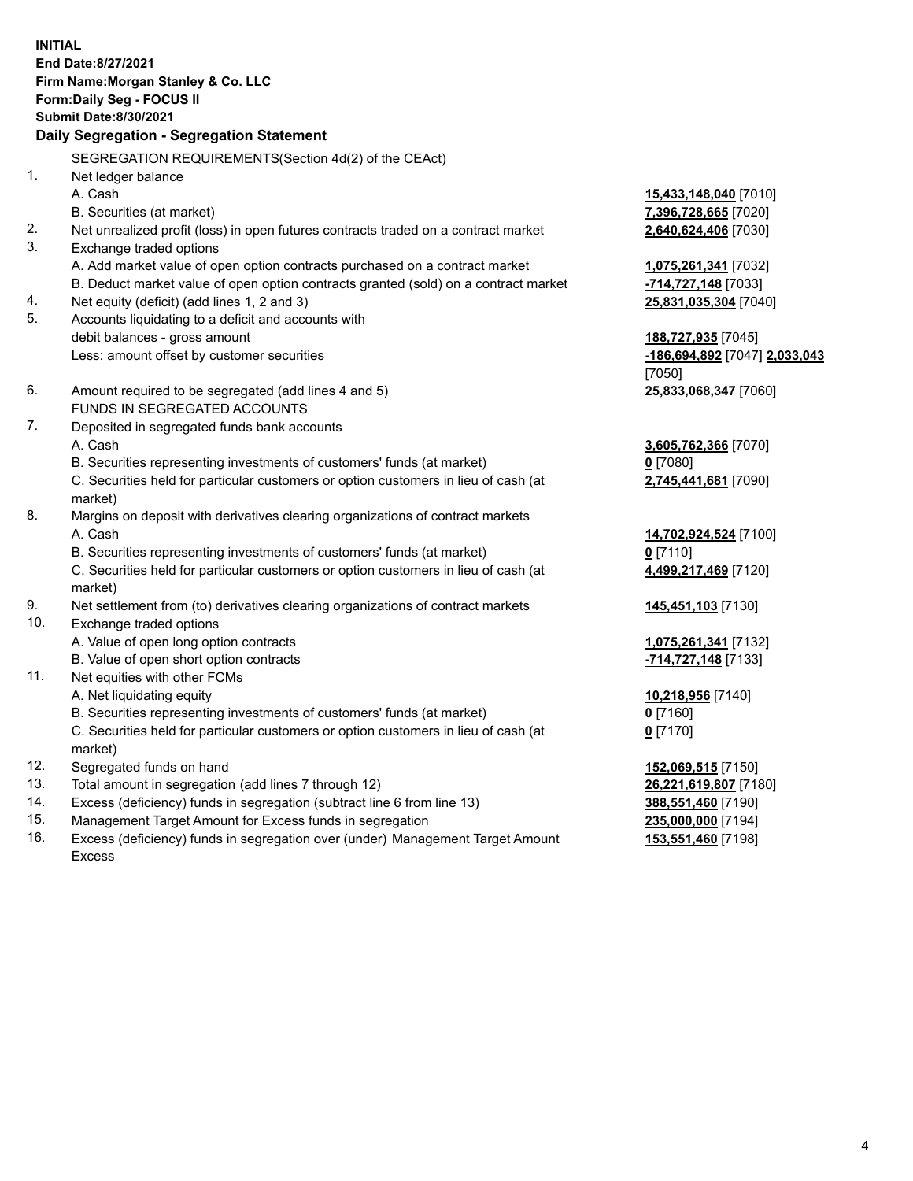**INITIAL**
**End Date:8/27/2021**
**Firm Name:Morgan Stanley & Co. LLC**
**Form:Daily Seg - FOCUS II**
**Submit Date:8/30/2021**

**Daily Segregation - Segregation Statement**

SEGREGATION REQUIREMENTS(Section 4d(2) of the CEAct)

| | | |
|---|---|---|
| 1. | Net ledger balance | |
| | A. Cash | **15,433,148,040** [7010] |
| | B. Securities (at market) | **7,396,728,665** [7020] |
| 2. | Net unrealized profit (loss) in open futures contracts traded on a contract market | **2,640,624,406** [7030] |
| 3. | Exchange traded options | |
| | A. Add market value of open option contracts purchased on a contract market | **1,075,261,341** [7032] |
| | B. Deduct market value of open option contracts granted (sold) on a contract market | **-714,727,148** [7033] |
| 4. | Net equity (deficit) (add lines 1, 2 and 3) | **25,831,035,304** [7040] |
| 5. | Accounts liquidating to a deficit and accounts with debit balances - gross amount | **188,727,935** [7045] |
| | Less: amount offset by customer securities | **-186,694,892** [7047] **2,033,043** [7050] |
| 6. | Amount required to be segregated (add lines 4 and 5) | **25,833,068,347** [7060] |
| | FUNDS IN SEGREGATED ACCOUNTS | |
| 7. | Deposited in segregated funds bank accounts | |
| | A. Cash | **3,605,762,366** [7070] |
| | B. Securities representing investments of customers' funds (at market) | **0** [7080] |
| | C. Securities held for particular customers or option customers in lieu of cash (at market) | **2,745,441,681** [7090] |
| 8. | Margins on deposit with derivatives clearing organizations of contract markets | |
| | A. Cash | **14,702,924,524** [7100] |
| | B. Securities representing investments of customers' funds (at market) | **0** [7110] |
| | C. Securities held for particular customers or option customers in lieu of cash (at market) | **4,499,217,469** [7120] |
| 9. | Net settlement from (to) derivatives clearing organizations of contract markets | **145,451,103** [7130] |
| 10. | Exchange traded options | |
| | A. Value of open long option contracts | **1,075,261,341** [7132] |
| | B. Value of open short option contracts | **-714,727,148** [7133] |
| 11. | Net equities with other FCMs | |
| | A. Net liquidating equity | **10,218,956** [7140] |
| | B. Securities representing investments of customers' funds (at market) | **0** [7160] |
| | C. Securities held for particular customers or option customers in lieu of cash (at market) | **0** [7170] |
| 12. | Segregated funds on hand | **152,069,515** [7150] |
| 13. | Total amount in segregation (add lines 7 through 12) | **26,221,619,807** [7180] |
| 14. | Excess (deficiency) funds in segregation (subtract line 6 from line 13) | **388,551,460** [7190] |
| 15. | Management Target Amount for Excess funds in segregation | **235,000,000** [7194] |
| 16. | Excess (deficiency) funds in segregation over (under) Management Target Amount Excess | **153,551,460** [7198] |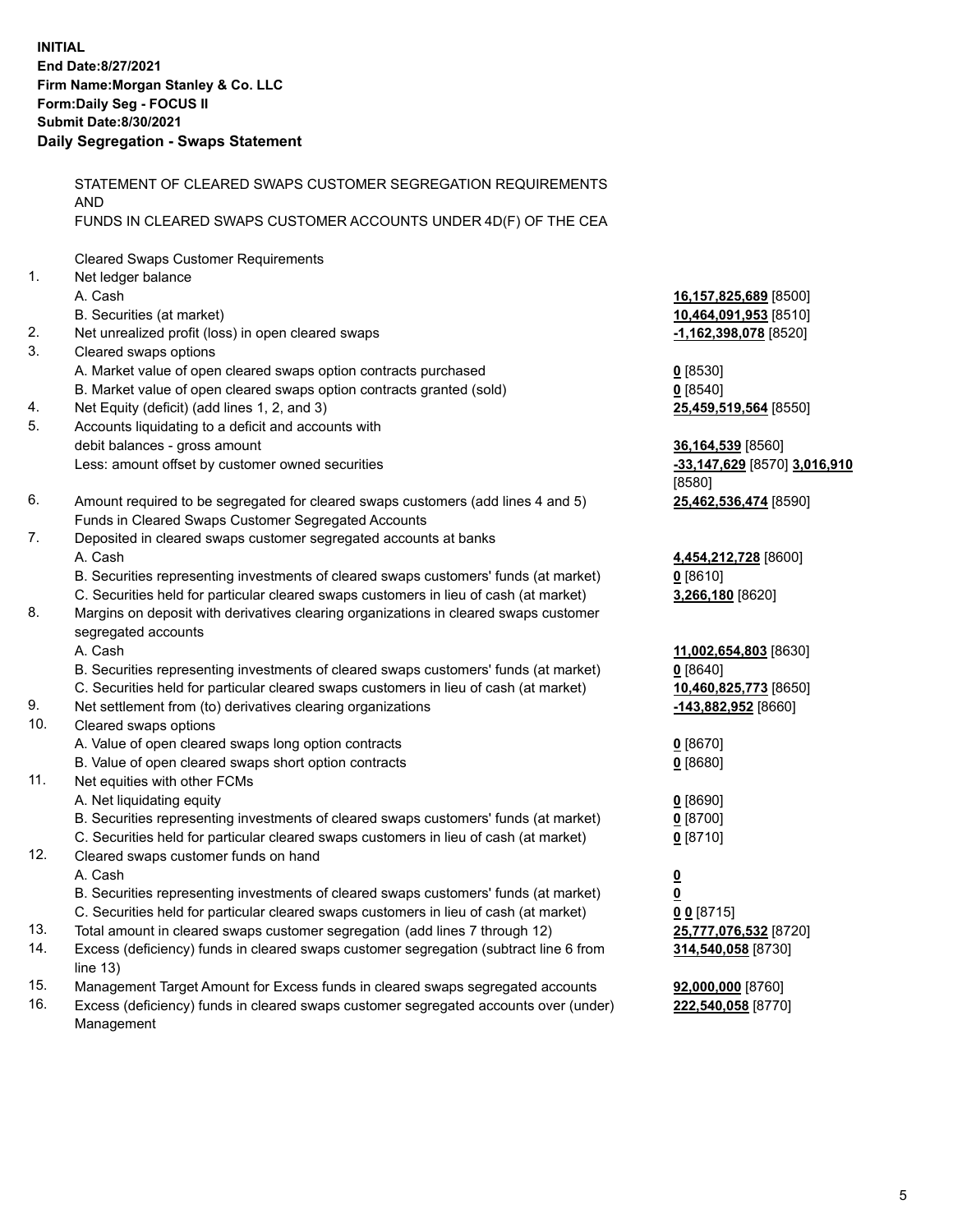**INITIAL**
**End Date:8/27/2021**
**Firm Name:Morgan Stanley & Co. LLC**
**Form:Daily Seg - FOCUS II**
**Submit Date:8/30/2021**
**Daily Segregation - Swaps Statement**

STATEMENT OF CLEARED SWAPS CUSTOMER SEGREGATION REQUIREMENTS AND
FUNDS IN CLEARED SWAPS CUSTOMER ACCOUNTS UNDER 4D(F) OF THE CEA

| | | |
|---|---|---|
| | Cleared Swaps Customer Requirements | |
| 1. | Net ledger balance | |
| | A. Cash | **16,157,825,689** [8500] |
| | B. Securities (at market) | **10,464,091,953** [8510] |
| 2. | Net unrealized profit (loss) in open cleared swaps | **-1,162,398,078** [8520] |
| 3. | Cleared swaps options | |
| | A. Market value of open cleared swaps option contracts purchased | **0** [8530] |
| | B. Market value of open cleared swaps option contracts granted (sold) | **0** [8540] |
| 4. | Net Equity (deficit) (add lines 1, 2, and 3) | **25,459,519,564** [8550] |
| 5. | Accounts liquidating to a deficit and accounts with debit balances - gross amount | **36,164,539** [8560] |
| | Less: amount offset by customer owned securities | **-33,147,629** [8570] **3,016,910** [8580] |
| 6. | Amount required to be segregated for cleared swaps customers (add lines 4 and 5) | **25,462,536,474** [8590] |
| | Funds in Cleared Swaps Customer Segregated Accounts | |
| 7. | Deposited in cleared swaps customer segregated accounts at banks | |
| | A. Cash | **4,454,212,728** [8600] |
| | B. Securities representing investments of cleared swaps customers' funds (at market) | **0** [8610] |
| | C. Securities held for particular cleared swaps customers in lieu of cash (at market) | **3,266,180** [8620] |
| 8. | Margins on deposit with derivatives clearing organizations in cleared swaps customer segregated accounts | |
| | A. Cash | **11,002,654,803** [8630] |
| | B. Securities representing investments of cleared swaps customers' funds (at market) | **0** [8640] |
| | C. Securities held for particular cleared swaps customers in lieu of cash (at market) | **10,460,825,773** [8650] |
| 9. | Net settlement from (to) derivatives clearing organizations | **-143,882,952** [8660] |
| 10. | Cleared swaps options | |
| | A. Value of open cleared swaps long option contracts | **0** [8670] |
| | B. Value of open cleared swaps short option contracts | **0** [8680] |
| 11. | Net equities with other FCMs | |
| | A. Net liquidating equity | **0** [8690] |
| | B. Securities representing investments of cleared swaps customers' funds (at market) | **0** [8700] |
| | C. Securities held for particular cleared swaps customers in lieu of cash (at market) | **0** [8710] |
| 12. | Cleared swaps customer funds on hand | |
| | A. Cash | **0** |
| | B. Securities representing investments of cleared swaps customers' funds (at market) | **0** |
| | C. Securities held for particular cleared swaps customers in lieu of cash (at market) | **0** **0** [8715] |
| 13. | Total amount in cleared swaps customer segregation (add lines 7 through 12) | **25,777,076,532** [8720] |
| 14. | Excess (deficiency) funds in cleared swaps customer segregation (subtract line 6 from line 13) | **314,540,058** [8730] |
| 15. | Management Target Amount for Excess funds in cleared swaps segregated accounts | **92,000,000** [8760] |
| 16. | Excess (deficiency) funds in cleared swaps customer segregated accounts over (under) Management | **222,540,058** [8770] |